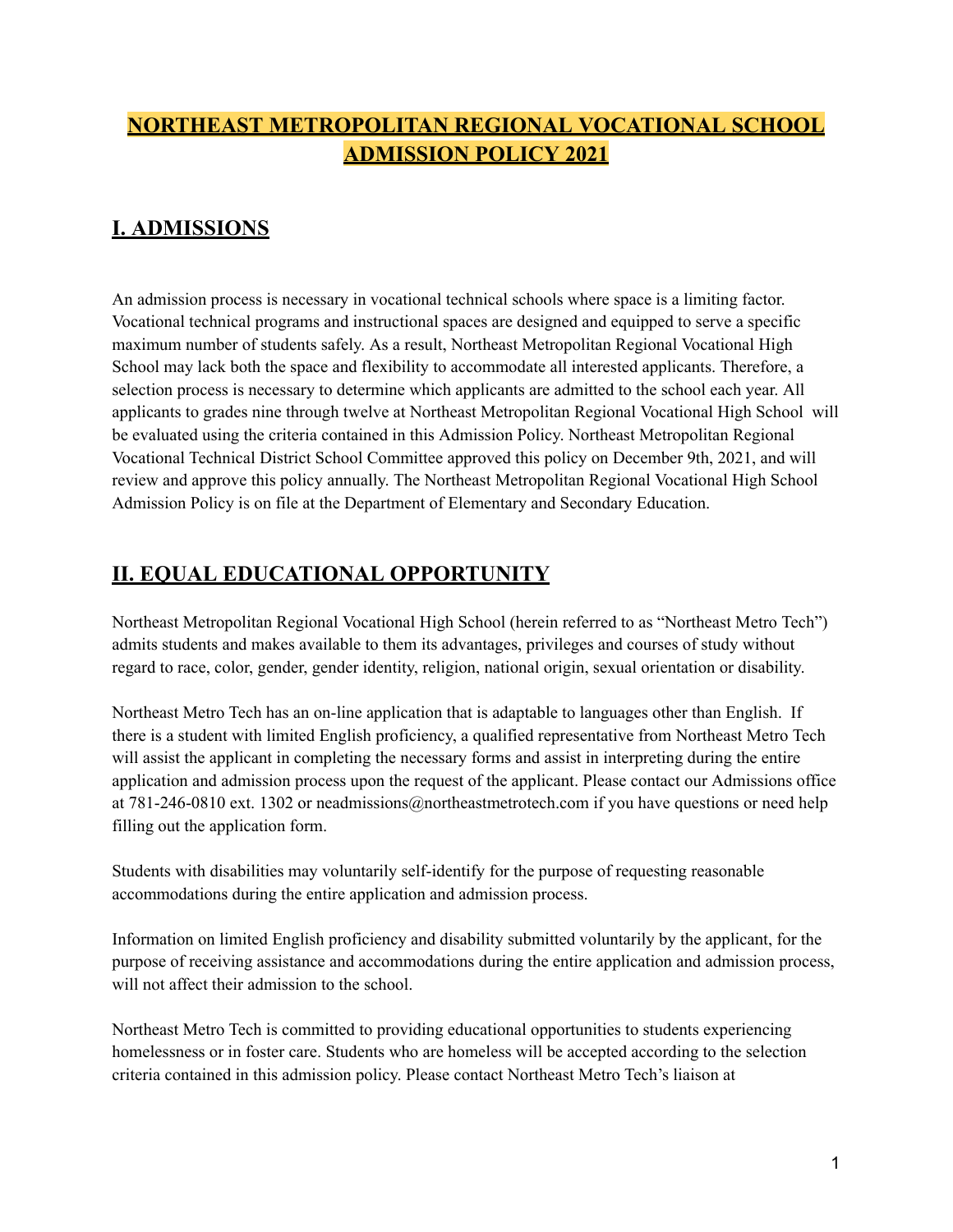# NORTHEAST METROPOLITAN REGIONAL VOCATIONAL SCHOOL ADMISSION POLICY 2021

## I. ADMISSIONS

An admission process is necessary in vocational technical schools where space is a limiting factor. Vocational technical programs and instructional spaces are designed and equipped to serve a specific maximum number of students safely. As a result, Northeast Metropolitan Regional Vocational High School may lack both the space and flexibility to accommodate all interested applicants. Therefore, a selection process is necessary to determine which applicants are admitted to the school each year. All applicants to grades nine through twelve at Northeast Metropolitan Regional Vocational High School will be evaluated using the criteria contained in this Admission Policy. Northeast Metropolitan Regional Vocational Technical District School Committee approved this policy on December 9th, 2021, and will review and approve this policy annually. The Northeast Metropolitan Regional Vocational High School Admission Policy is on file at the Department of Elementary and Secondary Education.

## II. EQUAL EDUCATIONAL OPPORTUNITY

Northeast Metropolitan Regional Vocational High School (herein referred to as "Northeast Metro Tech") admits students and makes available to them its advantages, privileges and courses of study without regard to race, color, gender, gender identity, religion, national origin, sexual orientation or disability.

Northeast Metro Tech has an on-line application that is adaptable to languages other than English. If there is a student with limited English proficiency, a qualified representative from Northeast Metro Tech will assist the applicant in completing the necessary forms and assist in interpreting during the entire application and admission process upon the request of the applicant. Please contact our Admissions office at 781-246-0810 ext. 1302 or neadmissions@northeastmetrotech.com if you have questions or need help filling out the application form.

Students with disabilities may voluntarily self-identify for the purpose of requesting reasonable accommodations during the entire application and admission process.

Information on limited English proficiency and disability submitted voluntarily by the applicant, for the purpose of receiving assistance and accommodations during the entire application and admission process, will not affect their admission to the school.

Northeast Metro Tech is committed to providing educational opportunities to students experiencing homelessness or in foster care. Students who are homeless will be accepted according to the selection criteria contained in this admission policy. Please contact Northeast Metro Tech's liaison at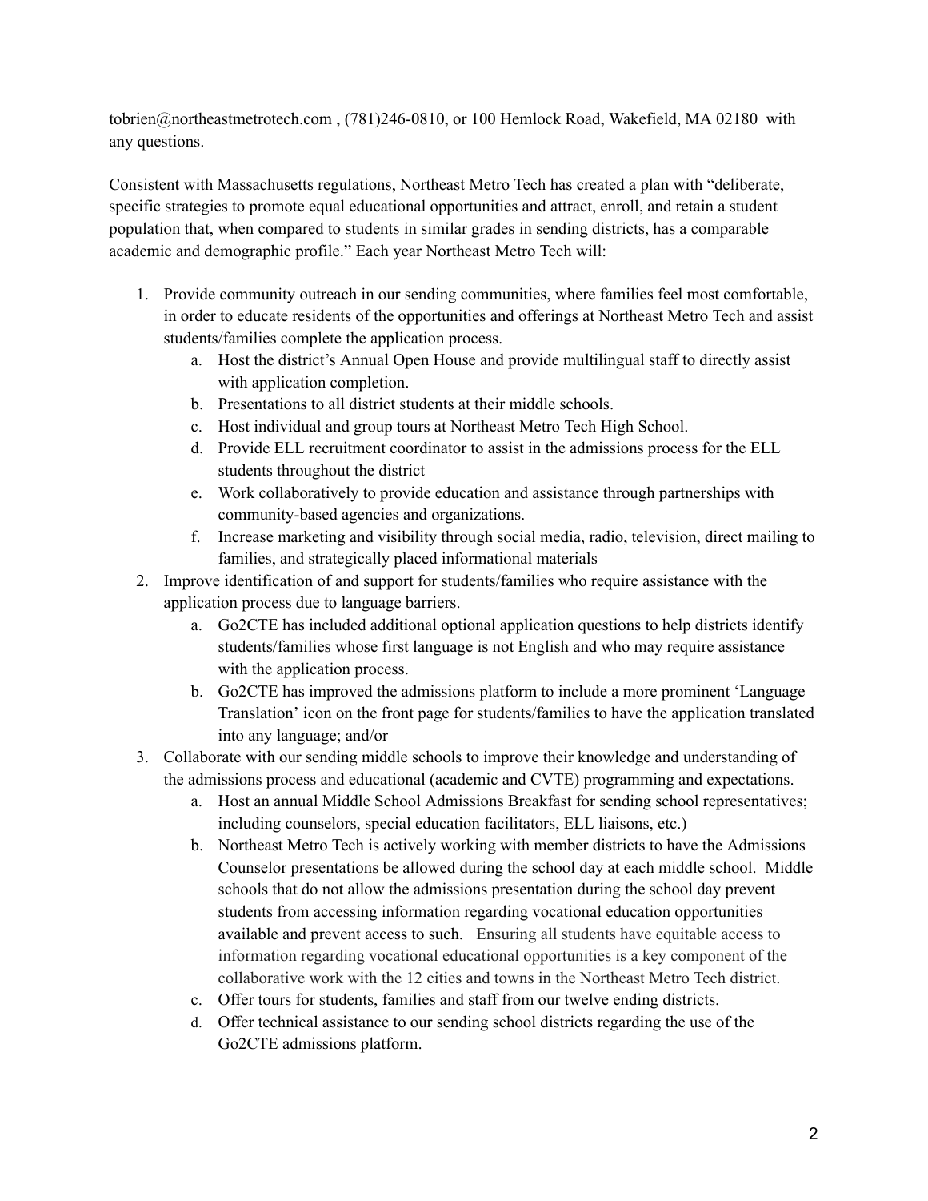tobrien@northeastmetrotech.com , (781)246-0810, or 100 Hemlock Road, Wakefield, MA 02180 with any questions.

Consistent with Massachusetts regulations, Northeast Metro Tech has created a plan with "deliberate, specific strategies to promote equal educational opportunities and attract, enroll, and retain a student population that, when compared to students in similar grades in sending districts, has a comparable academic and demographic profile." Each year Northeast Metro Tech will:

1. Provide community outreach in our sending communities, where families feel most comfortable, in order to educate residents of the opportunities and offerings at Northeast Metro Tech and assist students/families complete the application process.
    a. Host the district's Annual Open House and provide multilingual staff to directly assist with application completion.
    b. Presentations to all district students at their middle schools.
    c. Host individual and group tours at Northeast Metro Tech High School.
    d. Provide ELL recruitment coordinator to assist in the admissions process for the ELL students throughout the district
    e. Work collaboratively to provide education and assistance through partnerships with community-based agencies and organizations.
    f. Increase marketing and visibility through social media, radio, television, direct mailing to families, and strategically placed informational materials
2. Improve identification of and support for students/families who require assistance with the application process due to language barriers.
    a. Go2CTE has included additional optional application questions to help districts identify students/families whose first language is not English and who may require assistance with the application process.
    b. Go2CTE has improved the admissions platform to include a more prominent 'Language Translation' icon on the front page for students/families to have the application translated into any language; and/or
3. Collaborate with our sending middle schools to improve their knowledge and understanding of the admissions process and educational (academic and CVTE) programming and expectations.
    a. Host an annual Middle School Admissions Breakfast for sending school representatives; including counselors, special education facilitators, ELL liaisons, etc.)
    b. Northeast Metro Tech is actively working with member districts to have the Admissions Counselor presentations be allowed during the school day at each middle school. Middle schools that do not allow the admissions presentation during the school day prevent students from accessing information regarding vocational education opportunities available and prevent access to such. Ensuring all students have equitable access to information regarding vocational educational opportunities is a key component of the collaborative work with the 12 cities and towns in the Northeast Metro Tech district.
    c. Offer tours for students, families and staff from our twelve ending districts.
    d. Offer technical assistance to our sending school districts regarding the use of the Go2CTE admissions platform.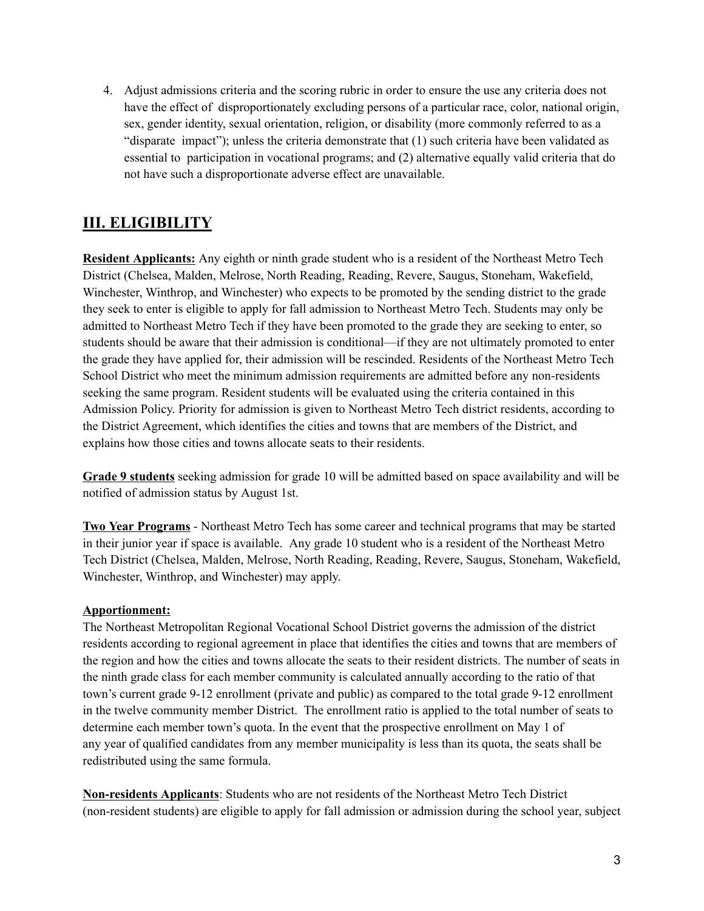4. Adjust admissions criteria and the scoring rubric in order to ensure the use any criteria does not have the effect of disproportionately excluding persons of a particular race, color, national origin, sex, gender identity, sexual orientation, religion, or disability (more commonly referred to as a "disparate impact"); unless the criteria demonstrate that (1) such criteria have been validated as essential to participation in vocational programs; and (2) alternative equally valid criteria that do not have such a disproportionate adverse effect are unavailable.

## III. ELIGIBILITY

**Resident Applicants:** Any eighth or ninth grade student who is a resident of the Northeast Metro Tech District (Chelsea, Malden, Melrose, North Reading, Reading, Revere, Saugus, Stoneham, Wakefield, Winchester, Winthrop, and Winchester) who expects to be promoted by the sending district to the grade they seek to enter is eligible to apply for fall admission to Northeast Metro Tech. Students may only be admitted to Northeast Metro Tech if they have been promoted to the grade they are seeking to enter, so students should be aware that their admission is conditional—if they are not ultimately promoted to enter the grade they have applied for, their admission will be rescinded. Residents of the Northeast Metro Tech School District who meet the minimum admission requirements are admitted before any non-residents seeking the same program. Resident students will be evaluated using the criteria contained in this Admission Policy. Priority for admission is given to Northeast Metro Tech district residents, according to the District Agreement, which identifies the cities and towns that are members of the District, and explains how those cities and towns allocate seats to their residents.

**Grade 9 students** seeking admission for grade 10 will be admitted based on space availability and will be notified of admission status by August 1st.

**Two Year Programs** - Northeast Metro Tech has some career and technical programs that may be started in their junior year if space is available. Any grade 10 student who is a resident of the Northeast Metro Tech District (Chelsea, Malden, Melrose, North Reading, Reading, Revere, Saugus, Stoneham, Wakefield, Winchester, Winthrop, and Winchester) may apply.

**Apportionment:**
The Northeast Metropolitan Regional Vocational School District governs the admission of the district residents according to regional agreement in place that identifies the cities and towns that are members of the region and how the cities and towns allocate the seats to their resident districts. The number of seats in the ninth grade class for each member community is calculated annually according to the ratio of that town's current grade 9-12 enrollment (private and public) as compared to the total grade 9-12 enrollment in the twelve community member District. The enrollment ratio is applied to the total number of seats to determine each member town's quota. In the event that the prospective enrollment on May 1 of any year of qualified candidates from any member municipality is less than its quota, the seats shall be redistributed using the same formula.

**Non-residents Applicants**: Students who are not residents of the Northeast Metro Tech District (non-resident students) are eligible to apply for fall admission or admission during the school year, subject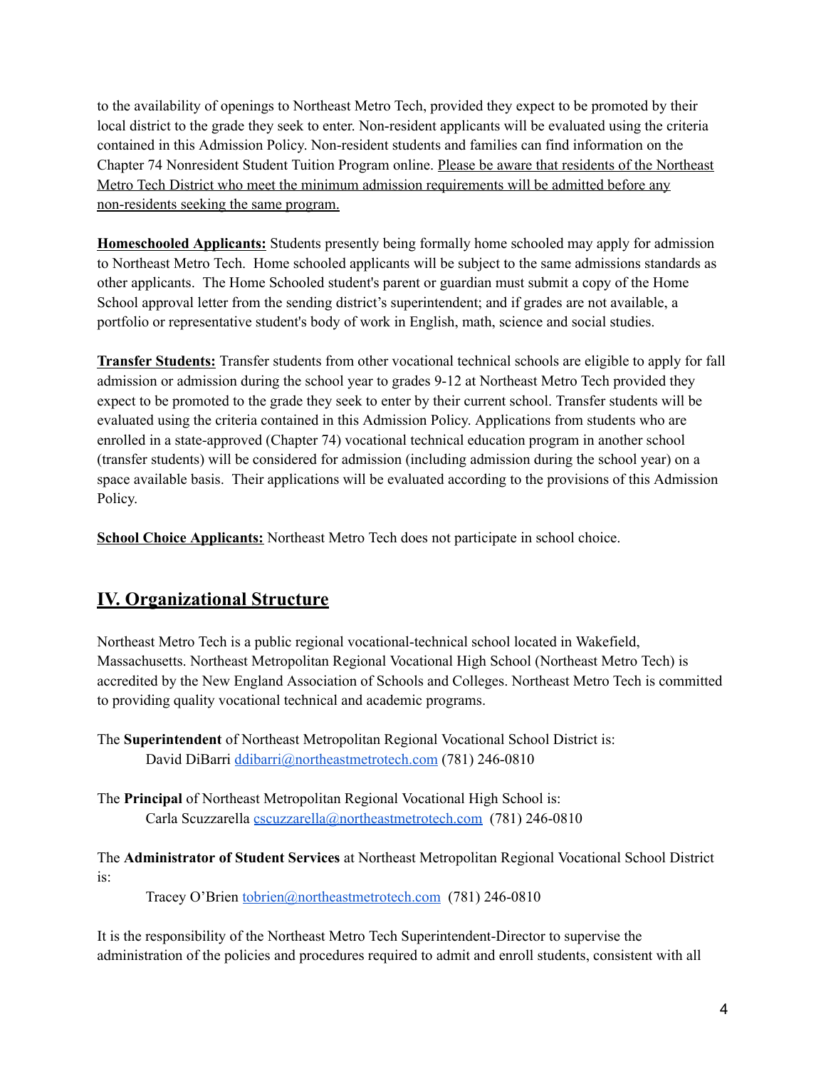to the availability of openings to Northeast Metro Tech, provided they expect to be promoted by their local district to the grade they seek to enter. Non-resident applicants will be evaluated using the criteria contained in this Admission Policy. Non-resident students and families can find information on the Chapter 74 Nonresident Student Tuition Program online. <u>Please be aware that residents of the Northeast Metro Tech District who meet the minimum admission requirements will be admitted before any non-residents seeking the same program.</u>

**<u>Homeschooled Applicants:</u>** Students presently being formally home schooled may apply for admission to Northeast Metro Tech. Home schooled applicants will be subject to the same admissions standards as other applicants. The Home Schooled student's parent or guardian must submit a copy of the Home School approval letter from the sending district's superintendent; and if grades are not available, a portfolio or representative student's body of work in English, math, science and social studies.

**<u>Transfer Students:</u>** Transfer students from other vocational technical schools are eligible to apply for fall admission or admission during the school year to grades 9-12 at Northeast Metro Tech provided they expect to be promoted to the grade they seek to enter by their current school. Transfer students will be evaluated using the criteria contained in this Admission Policy. Applications from students who are enrolled in a state-approved (Chapter 74) vocational technical education program in another school (transfer students) will be considered for admission (including admission during the school year) on a space available basis. Their applications will be evaluated according to the provisions of this Admission Policy.

**<u>School Choice Applicants:</u>** Northeast Metro Tech does not participate in school choice.

## IV. Organizational Structure

Northeast Metro Tech is a public regional vocational-technical school located in Wakefield, Massachusetts. Northeast Metropolitan Regional Vocational High School (Northeast Metro Tech) is accredited by the New England Association of Schools and Colleges. Northeast Metro Tech is committed to providing quality vocational technical and academic programs.

The **Superintendent** of Northeast Metropolitan Regional Vocational School District is:
David DiBarri ddibarri@northeastmetrotech.com (781) 246-0810

The **Principal** of Northeast Metropolitan Regional Vocational High School is:
Carla Scuzzarella cscuzzarella@northeastmetrotech.com (781) 246-0810

The **Administrator of Student Services** at Northeast Metropolitan Regional Vocational School District is:
Tracey O'Brien tobrien@northeastmetrotech.com (781) 246-0810

It is the responsibility of the Northeast Metro Tech Superintendent-Director to supervise the administration of the policies and procedures required to admit and enroll students, consistent with all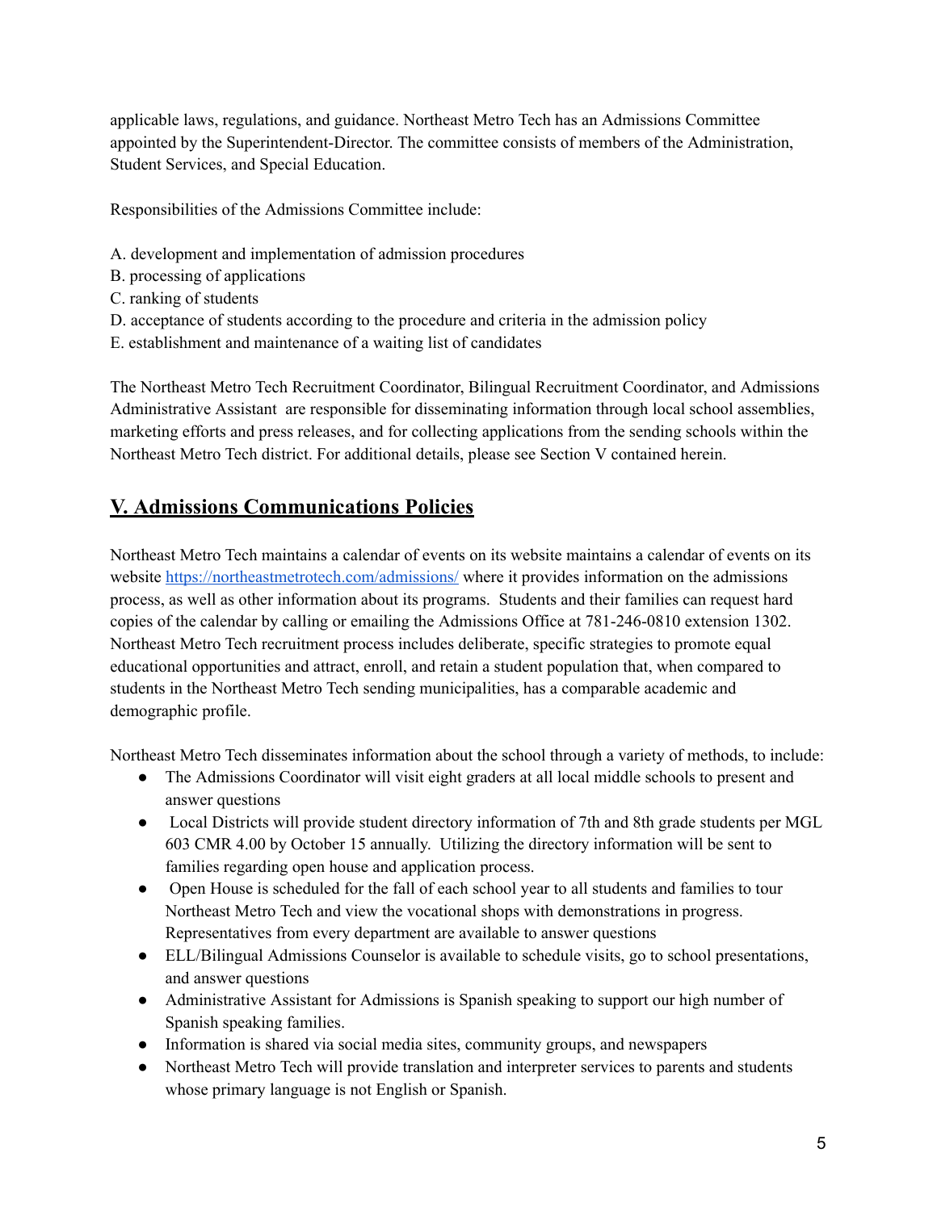applicable laws, regulations, and guidance. Northeast Metro Tech has an Admissions Committee appointed by the Superintendent-Director. The committee consists of members of the Administration, Student Services, and Special Education.

Responsibilities of the Admissions Committee include:

A. development and implementation of admission procedures
B. processing of applications
C. ranking of students
D. acceptance of students according to the procedure and criteria in the admission policy
E. establishment and maintenance of a waiting list of candidates

The Northeast Metro Tech Recruitment Coordinator, Bilingual Recruitment Coordinator, and Admissions Administrative Assistant are responsible for disseminating information through local school assemblies, marketing efforts and press releases, and for collecting applications from the sending schools within the Northeast Metro Tech district. For additional details, please see Section V contained herein.

## V. Admissions Communications Policies

Northeast Metro Tech maintains a calendar of events on its website maintains a calendar of events on its website [https://northeastmetrotech.com/admissions/](https://northeastmetrotech.com/admissions/) where it provides information on the admissions process, as well as other information about its programs. Students and their families can request hard copies of the calendar by calling or emailing the Admissions Office at 781-246-0810 extension 1302. Northeast Metro Tech recruitment process includes deliberate, specific strategies to promote equal educational opportunities and attract, enroll, and retain a student population that, when compared to students in the Northeast Metro Tech sending municipalities, has a comparable academic and demographic profile.

Northeast Metro Tech disseminates information about the school through a variety of methods, to include:

- The Admissions Coordinator will visit eight graders at all local middle schools to present and answer questions
- Local Districts will provide student directory information of 7th and 8th grade students per MGL 603 CMR 4.00 by October 15 annually. Utilizing the directory information will be sent to families regarding open house and application process.
- Open House is scheduled for the fall of each school year to all students and families to tour Northeast Metro Tech and view the vocational shops with demonstrations in progress. Representatives from every department are available to answer questions
- ELL/Bilingual Admissions Counselor is available to schedule visits, go to school presentations, and answer questions
- Administrative Assistant for Admissions is Spanish speaking to support our high number of Spanish speaking families.
- Information is shared via social media sites, community groups, and newspapers
- Northeast Metro Tech will provide translation and interpreter services to parents and students whose primary language is not English or Spanish.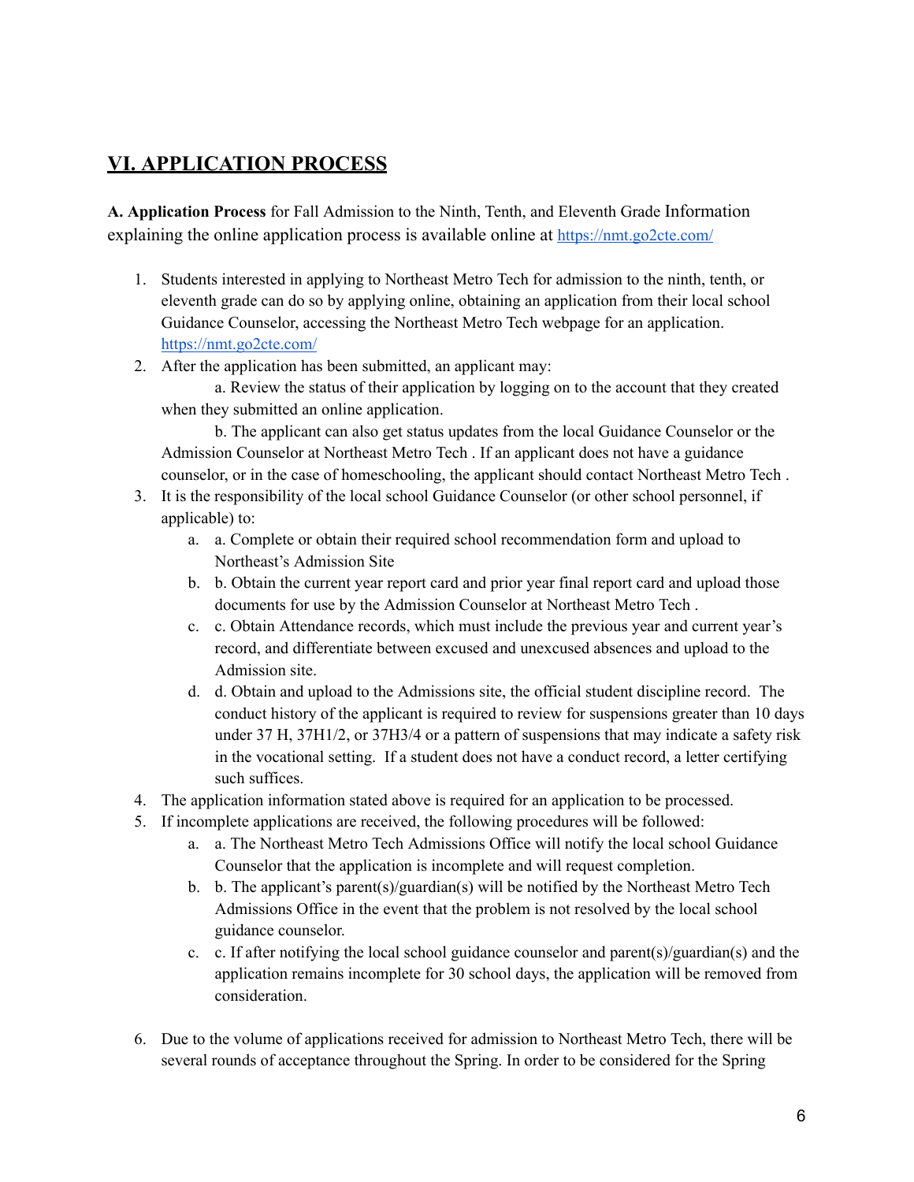## VI. APPLICATION PROCESS

**A. Application Process** for Fall Admission to the Ninth, Tenth, and Eleventh Grade Information explaining the online application process is available online at https://nmt.go2cte.com/

1. Students interested in applying to Northeast Metro Tech for admission to the ninth, tenth, or eleventh grade can do so by applying online, obtaining an application from their local school Guidance Counselor, accessing the Northeast Metro Tech webpage for an application. https://nmt.go2cte.com/
2. After the application has been submitted, an applicant may:

   a. Review the status of their application by logging on to the account that they created when they submitted an online application.

   b. The applicant can also get status updates from the local Guidance Counselor or the Admission Counselor at Northeast Metro Tech . If an applicant does not have a guidance counselor, or in the case of homeschooling, the applicant should contact Northeast Metro Tech .
3. It is the responsibility of the local school Guidance Counselor (or other school personnel, if applicable) to:
   a. a. Complete or obtain their required school recommendation form and upload to Northeast's Admission Site
   b. b. Obtain the current year report card and prior year final report card and upload those documents for use by the Admission Counselor at Northeast Metro Tech .
   c. c. Obtain Attendance records, which must include the previous year and current year's record, and differentiate between excused and unexcused absences and upload to the Admission site.
   d. d. Obtain and upload to the Admissions site, the official student discipline record. The conduct history of the applicant is required to review for suspensions greater than 10 days under 37 H, 37H1/2, or 37H3/4 or a pattern of suspensions that may indicate a safety risk in the vocational setting. If a student does not have a conduct record, a letter certifying such suffices.
4. The application information stated above is required for an application to be processed.
5. If incomplete applications are received, the following procedures will be followed:
   a. a. The Northeast Metro Tech Admissions Office will notify the local school Guidance Counselor that the application is incomplete and will request completion.
   b. b. The applicant's parent(s)/guardian(s) will be notified by the Northeast Metro Tech Admissions Office in the event that the problem is not resolved by the local school guidance counselor.
   c. c. If after notifying the local school guidance counselor and parent(s)/guardian(s) and the application remains incomplete for 30 school days, the application will be removed from consideration.
6. Due to the volume of applications received for admission to Northeast Metro Tech, there will be several rounds of acceptance throughout the Spring. In order to be considered for the Spring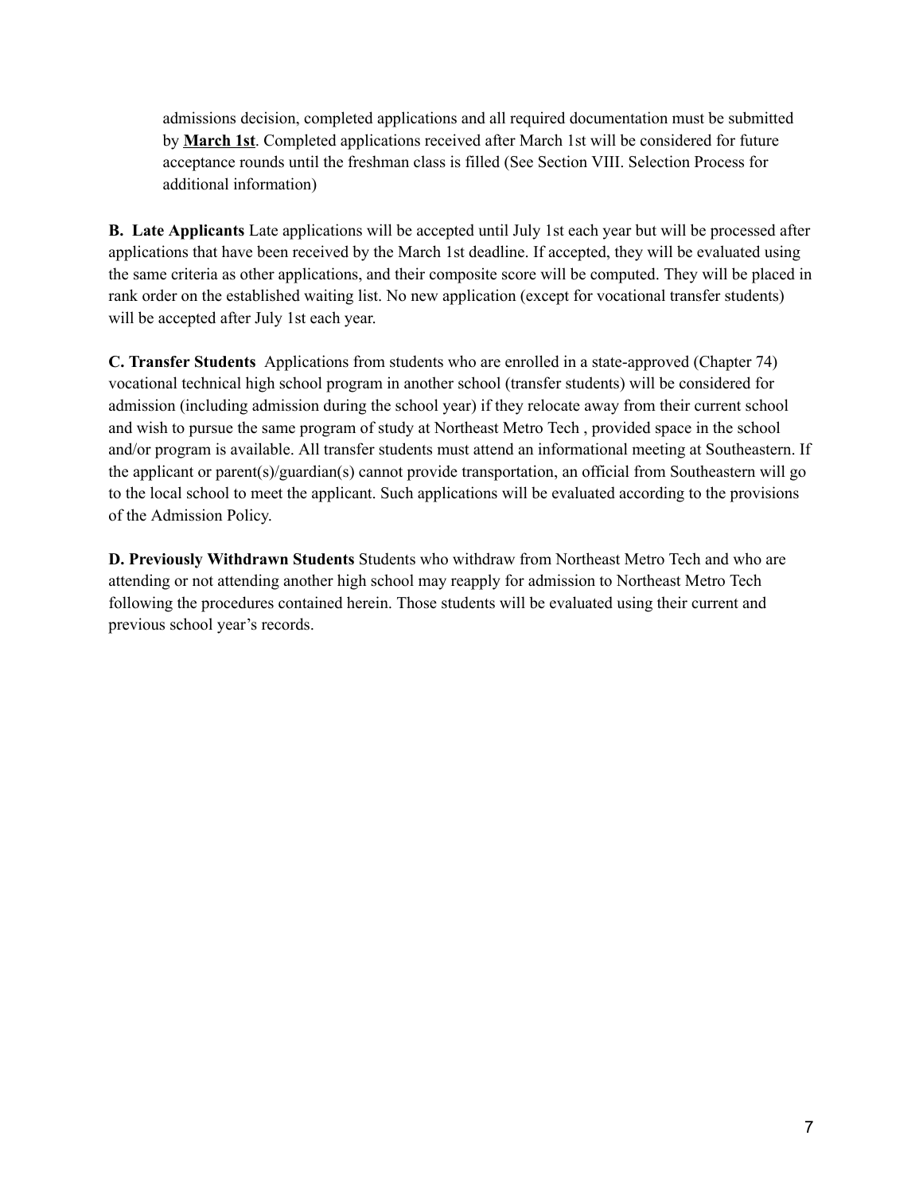admissions decision, completed applications and all required documentation must be submitted by **<u>March 1st</u>**. Completed applications received after March 1st will be considered for future acceptance rounds until the freshman class is filled (See Section VIII. Selection Process for additional information)

**B. Late Applicants** Late applications will be accepted until July 1st each year but will be processed after applications that have been received by the March 1st deadline. If accepted, they will be evaluated using the same criteria as other applications, and their composite score will be computed. They will be placed in rank order on the established waiting list. No new application (except for vocational transfer students) will be accepted after July 1st each year.

**C. Transfer Students** Applications from students who are enrolled in a state-approved (Chapter 74) vocational technical high school program in another school (transfer students) will be considered for admission (including admission during the school year) if they relocate away from their current school and wish to pursue the same program of study at Northeast Metro Tech , provided space in the school and/or program is available. All transfer students must attend an informational meeting at Southeastern. If the applicant or parent(s)/guardian(s) cannot provide transportation, an official from Southeastern will go to the local school to meet the applicant. Such applications will be evaluated according to the provisions of the Admission Policy.

**D. Previously Withdrawn Students** Students who withdraw from Northeast Metro Tech and who are attending or not attending another high school may reapply for admission to Northeast Metro Tech following the procedures contained herein. Those students will be evaluated using their current and previous school year's records.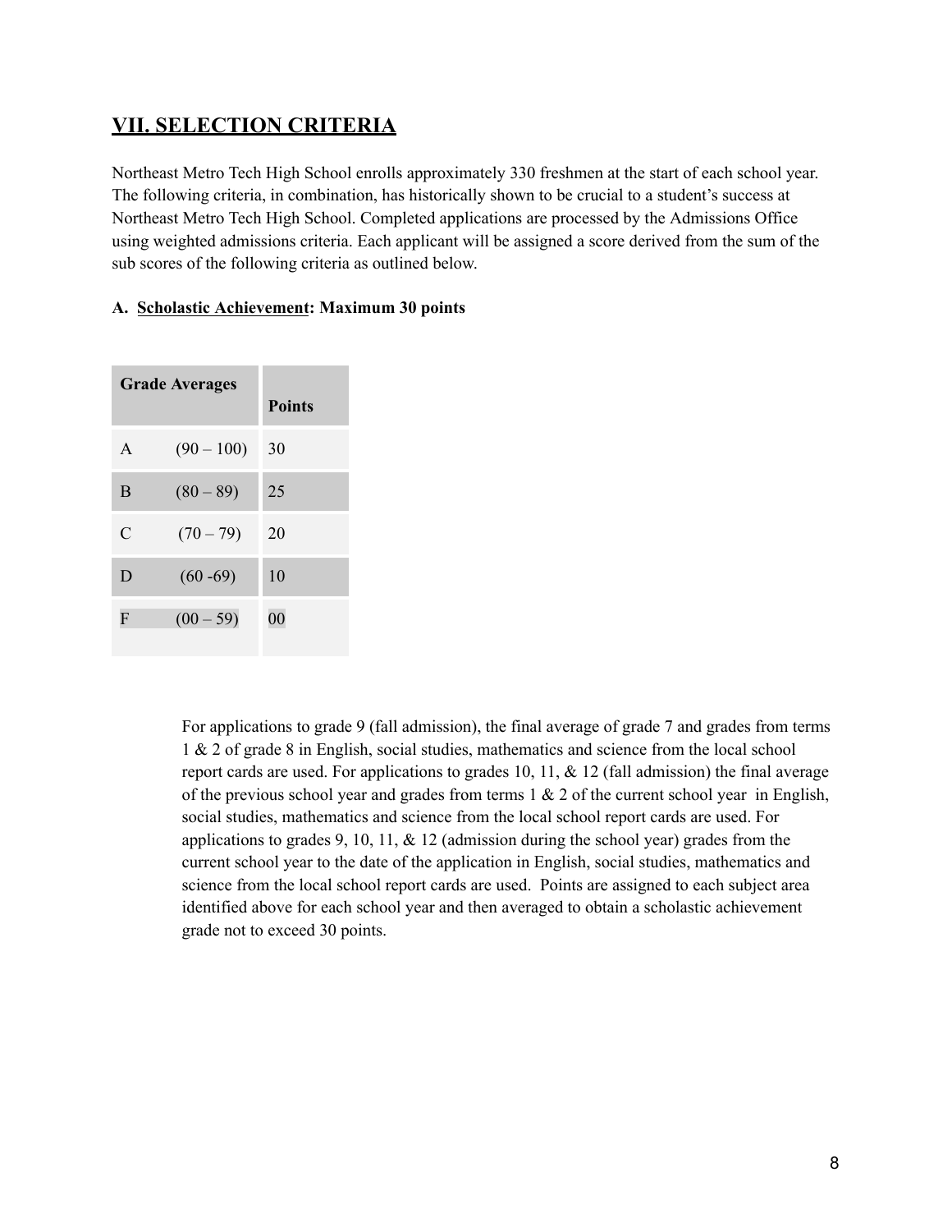## VII. SELECTION CRITERIA

Northeast Metro Tech High School enrolls approximately 330 freshmen at the start of each school year. The following criteria, in combination, has historically shown to be crucial to a student's success at Northeast Metro Tech High School. Completed applications are processed by the Admissions Office using weighted admissions criteria. Each applicant will be assigned a score derived from the sum of the sub scores of the following criteria as outlined below.

### A. Scholastic Achievement: Maximum 30 points

| Grade Averages | | Points |
|---|---|---|
| A | (90 – 100) | 30 |
| B | (80 – 89) | 25 |
| C | (70 – 79) | 20 |
| D | (60 -69) | 10 |
| F | (00 – 59) | 00 |

For applications to grade 9 (fall admission), the final average of grade 7 and grades from terms 1 & 2 of grade 8 in English, social studies, mathematics and science from the local school report cards are used. For applications to grades 10, 11, & 12 (fall admission) the final average of the previous school year and grades from terms 1 & 2 of the current school year in English, social studies, mathematics and science from the local school report cards are used. For applications to grades 9, 10, 11, & 12 (admission during the school year) grades from the current school year to the date of the application in English, social studies, mathematics and science from the local school report cards are used. Points are assigned to each subject area identified above for each school year and then averaged to obtain a scholastic achievement grade not to exceed 30 points.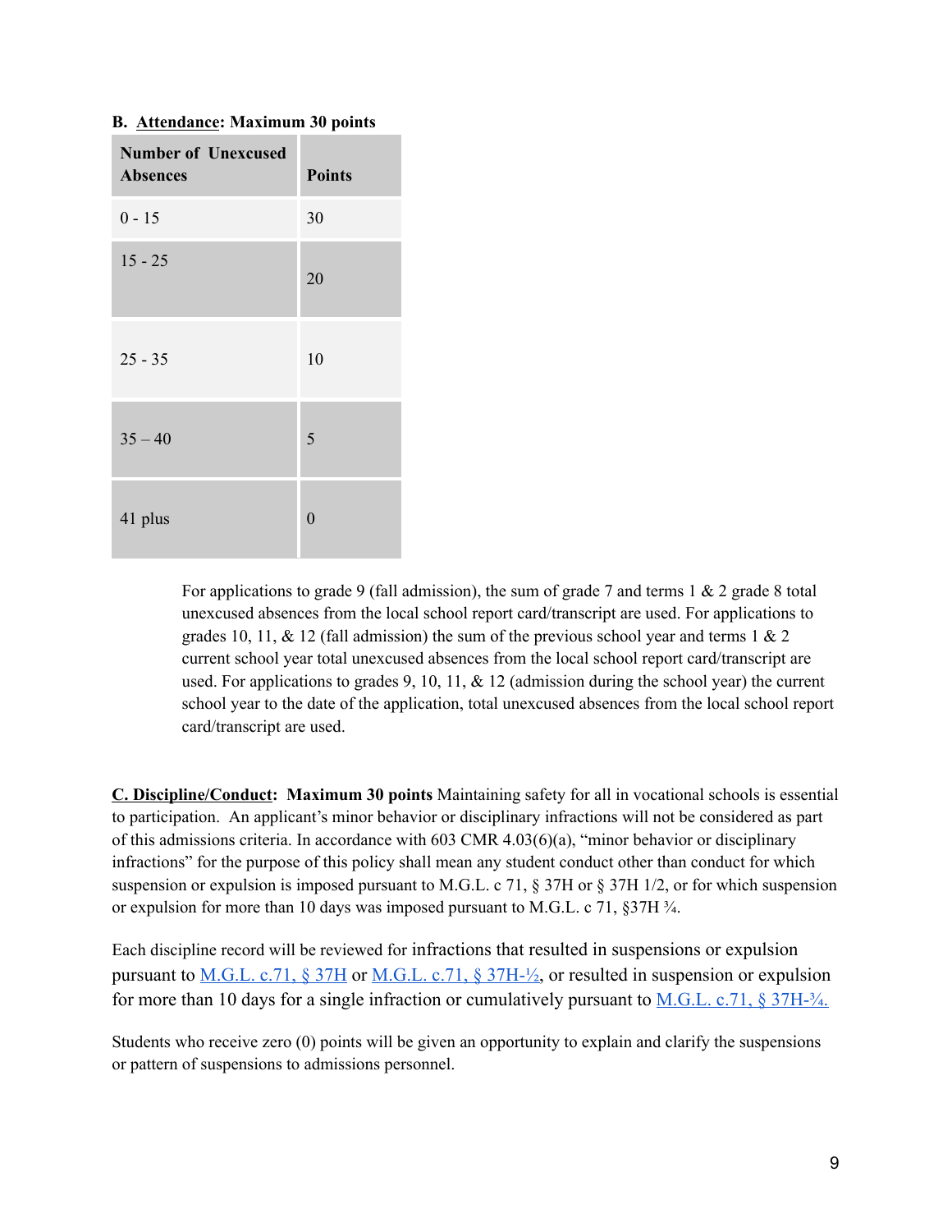**B. <u>Attendance</u>: Maximum 30 points**

| Number of Unexcused Absences | Points |
|---|---|
| 0 - 15 | 30 |
| 15 - 25 | 20 |
| 25 - 35 | 10 |
| 35 – 40 | 5 |
| 41 plus | 0 |

For applications to grade 9 (fall admission), the sum of grade 7 and terms 1 & 2 grade 8 total unexcused absences from the local school report card/transcript are used. For applications to grades 10, 11, & 12 (fall admission) the sum of the previous school year and terms 1 & 2 current school year total unexcused absences from the local school report card/transcript are used. For applications to grades 9, 10, 11, & 12 (admission during the school year) the current school year to the date of the application, total unexcused absences from the local school report card/transcript are used.

**<u>C. Discipline/Conduct</u>: Maximum 30 points** Maintaining safety for all in vocational schools is essential to participation. An applicant's minor behavior or disciplinary infractions will not be considered as part of this admissions criteria. In accordance with 603 CMR 4.03(6)(a), "minor behavior or disciplinary infractions" for the purpose of this policy shall mean any student conduct other than conduct for which suspension or expulsion is imposed pursuant to M.G.L. c 71, § 37H or § 37H 1/2, or for which suspension or expulsion for more than 10 days was imposed pursuant to M.G.L. c 71, §37H ¾.

Each discipline record will be reviewed for infractions that resulted in suspensions or expulsion pursuant to M.G.L. c.71, § 37H or M.G.L. c.71, § 37H-½, or resulted in suspension or expulsion for more than 10 days for a single infraction or cumulatively pursuant to M.G.L. c.71, § 37H-¾.

Students who receive zero (0) points will be given an opportunity to explain and clarify the suspensions or pattern of suspensions to admissions personnel.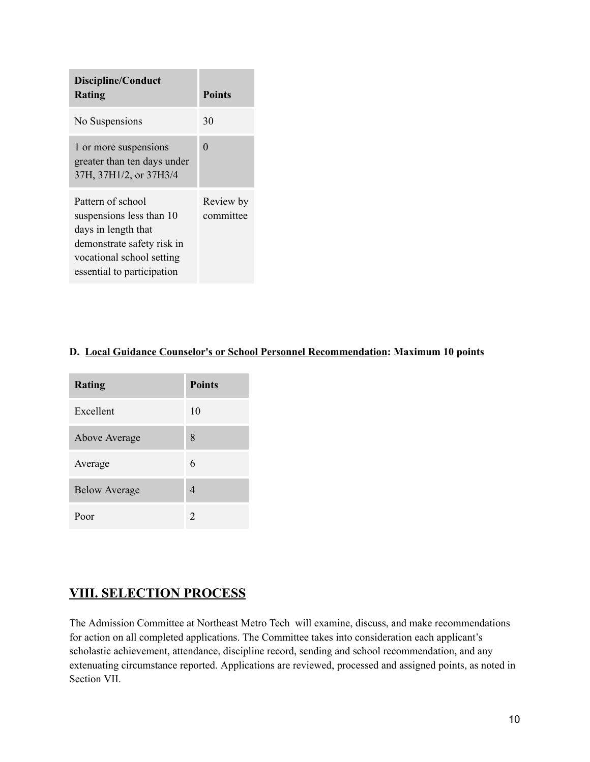| Discipline/Conduct Rating | Points |
|---|---|
| No Suspensions | 30 |
| 1 or more suspensions greater than ten days under 37H, 37H1/2, or 37H3/4 | 0 |
| Pattern of school suspensions less than 10 days in length that demonstrate safety risk in vocational school setting essential to participation | Review by committee |

**D. <u>Local Guidance Counselor's or School Personnel Recommendation</u>: Maximum 10 points**

| Rating | Points |
|---|---|
| Excellent | 10 |
| Above Average | 8 |
| Average | 6 |
| Below Average | 4 |
| Poor | 2 |

## VIII. SELECTION PROCESS

The Admission Committee at Northeast Metro Tech will examine, discuss, and make recommendations for action on all completed applications. The Committee takes into consideration each applicant's scholastic achievement, attendance, discipline record, sending and school recommendation, and any extenuating circumstance reported. Applications are reviewed, processed and assigned points, as noted in Section VII.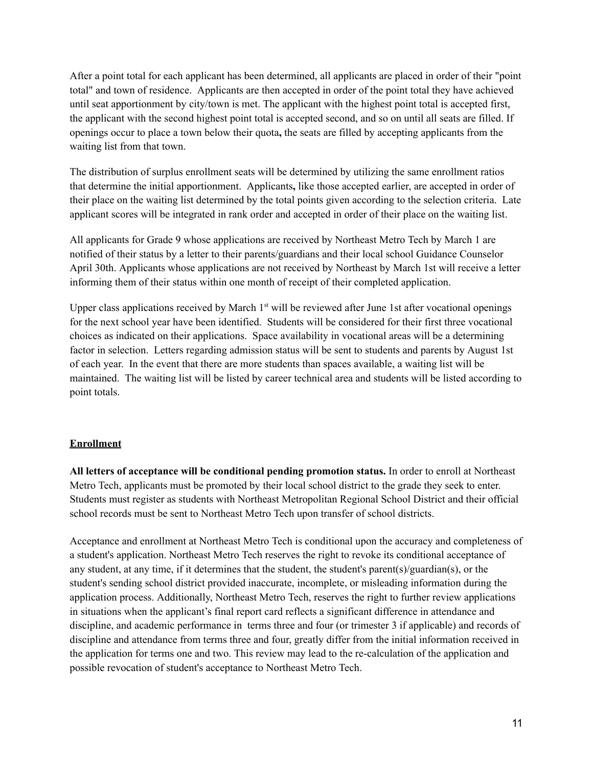After a point total for each applicant has been determined, all applicants are placed in order of their "point total" and town of residence. Applicants are then accepted in order of the point total they have achieved until seat apportionment by city/town is met. The applicant with the highest point total is accepted first, the applicant with the second highest point total is accepted second, and so on until all seats are filled. If openings occur to place a town below their quota**,** the seats are filled by accepting applicants from the waiting list from that town.

The distribution of surplus enrollment seats will be determined by utilizing the same enrollment ratios that determine the initial apportionment. Applicants**,** like those accepted earlier, are accepted in order of their place on the waiting list determined by the total points given according to the selection criteria. Late applicant scores will be integrated in rank order and accepted in order of their place on the waiting list.

All applicants for Grade 9 whose applications are received by Northeast Metro Tech by March 1 are notified of their status by a letter to their parents/guardians and their local school Guidance Counselor April 30th. Applicants whose applications are not received by Northeast by March 1st will receive a letter informing them of their status within one month of receipt of their completed application.

Upper class applications received by March 1st will be reviewed after June 1st after vocational openings for the next school year have been identified. Students will be considered for their first three vocational choices as indicated on their applications. Space availability in vocational areas will be a determining factor in selection. Letters regarding admission status will be sent to students and parents by August 1st of each year. In the event that there are more students than spaces available, a waiting list will be maintained. The waiting list will be listed by career technical area and students will be listed according to point totals.

## Enrollment

**All letters of acceptance will be conditional pending promotion status.** In order to enroll at Northeast Metro Tech, applicants must be promoted by their local school district to the grade they seek to enter. Students must register as students with Northeast Metropolitan Regional School District and their official school records must be sent to Northeast Metro Tech upon transfer of school districts.

Acceptance and enrollment at Northeast Metro Tech is conditional upon the accuracy and completeness of a student's application. Northeast Metro Tech reserves the right to revoke its conditional acceptance of any student, at any time, if it determines that the student, the student's parent(s)/guardian(s), or the student's sending school district provided inaccurate, incomplete, or misleading information during the application process. Additionally, Northeast Metro Tech, reserves the right to further review applications in situations when the applicant's final report card reflects a significant difference in attendance and discipline, and academic performance in terms three and four (or trimester 3 if applicable) and records of discipline and attendance from terms three and four, greatly differ from the initial information received in the application for terms one and two. This review may lead to the re-calculation of the application and possible revocation of student's acceptance to Northeast Metro Tech.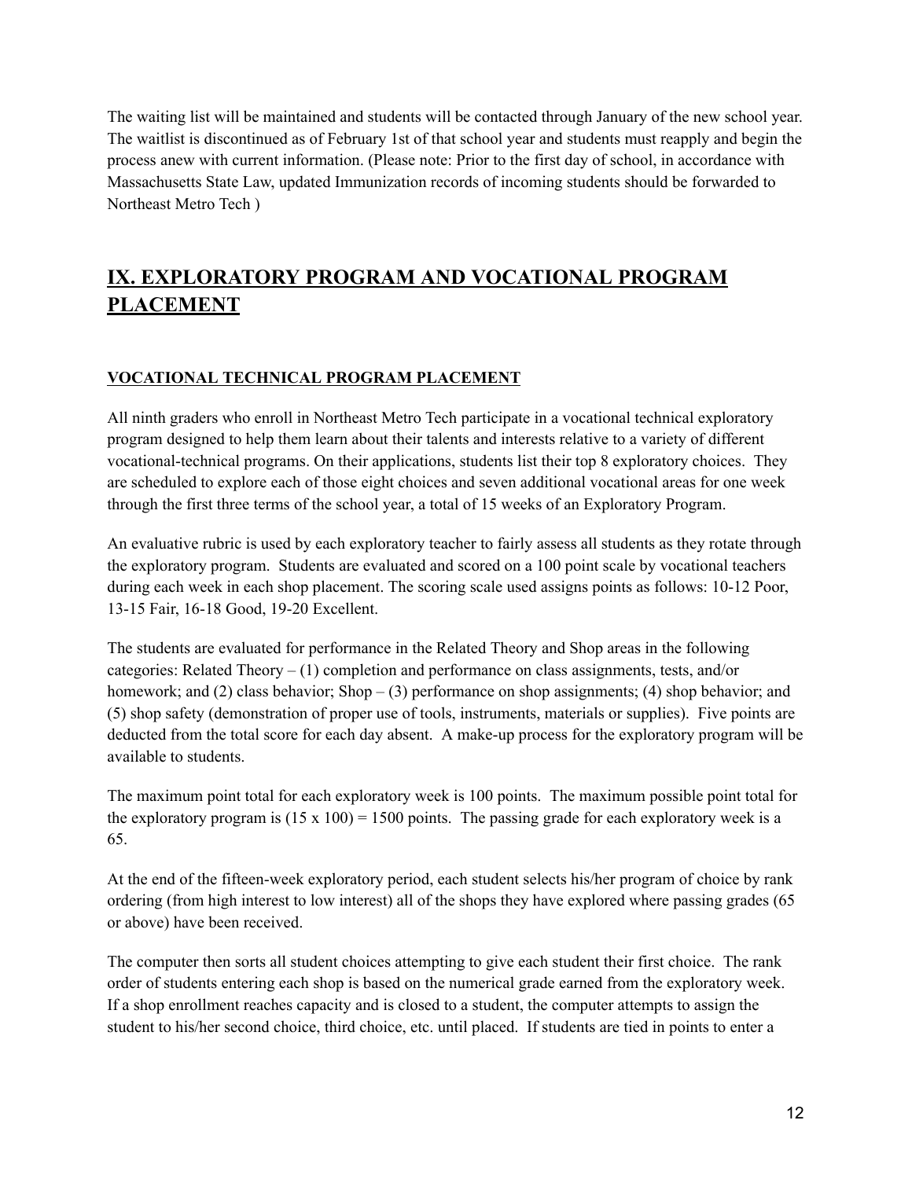The waiting list will be maintained and students will be contacted through January of the new school year. The waitlist is discontinued as of February 1st of that school year and students must reapply and begin the process anew with current information. (Please note: Prior to the first day of school, in accordance with Massachusetts State Law, updated Immunization records of incoming students should be forwarded to Northeast Metro Tech )

## IX. EXPLORATORY PROGRAM AND VOCATIONAL PROGRAM PLACEMENT

### VOCATIONAL TECHNICAL PROGRAM PLACEMENT

All ninth graders who enroll in Northeast Metro Tech participate in a vocational technical exploratory program designed to help them learn about their talents and interests relative to a variety of different vocational-technical programs. On their applications, students list their top 8 exploratory choices. They are scheduled to explore each of those eight choices and seven additional vocational areas for one week through the first three terms of the school year, a total of 15 weeks of an Exploratory Program.

An evaluative rubric is used by each exploratory teacher to fairly assess all students as they rotate through the exploratory program. Students are evaluated and scored on a 100 point scale by vocational teachers during each week in each shop placement. The scoring scale used assigns points as follows: 10-12 Poor, 13-15 Fair, 16-18 Good, 19-20 Excellent.

The students are evaluated for performance in the Related Theory and Shop areas in the following categories: Related Theory – (1) completion and performance on class assignments, tests, and/or homework; and (2) class behavior; Shop – (3) performance on shop assignments; (4) shop behavior; and (5) shop safety (demonstration of proper use of tools, instruments, materials or supplies). Five points are deducted from the total score for each day absent. A make-up process for the exploratory program will be available to students.

The maximum point total for each exploratory week is 100 points. The maximum possible point total for the exploratory program is (15 x 100) = 1500 points. The passing grade for each exploratory week is a 65.

At the end of the fifteen-week exploratory period, each student selects his/her program of choice by rank ordering (from high interest to low interest) all of the shops they have explored where passing grades (65 or above) have been received.

The computer then sorts all student choices attempting to give each student their first choice. The rank order of students entering each shop is based on the numerical grade earned from the exploratory week. If a shop enrollment reaches capacity and is closed to a student, the computer attempts to assign the student to his/her second choice, third choice, etc. until placed. If students are tied in points to enter a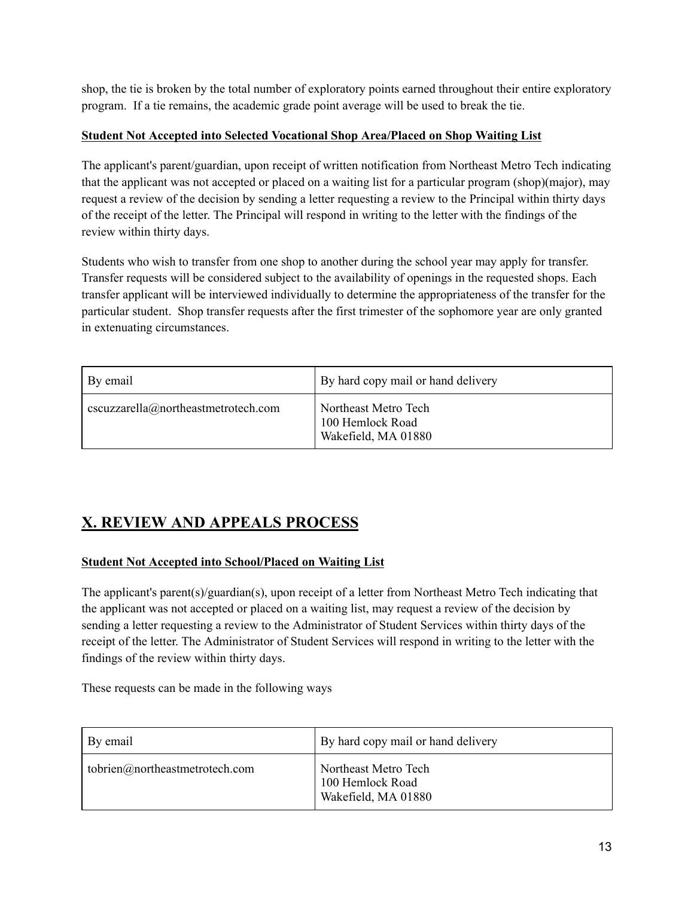shop, the tie is broken by the total number of exploratory points earned throughout their entire exploratory program. If a tie remains, the academic grade point average will be used to break the tie.

**Student Not Accepted into Selected Vocational Shop Area/Placed on Shop Waiting List**

The applicant's parent/guardian, upon receipt of written notification from Northeast Metro Tech indicating that the applicant was not accepted or placed on a waiting list for a particular program (shop)(major), may request a review of the decision by sending a letter requesting a review to the Principal within thirty days of the receipt of the letter. The Principal will respond in writing to the letter with the findings of the review within thirty days.

Students who wish to transfer from one shop to another during the school year may apply for transfer. Transfer requests will be considered subject to the availability of openings in the requested shops. Each transfer applicant will be interviewed individually to determine the appropriateness of the transfer for the particular student. Shop transfer requests after the first trimester of the sophomore year are only granted in extenuating circumstances.

| By email | By hard copy mail or hand delivery |
|---|---|
| cscuzzarella@northeastmetrotech.com | Northeast Metro Tech<br>100 Hemlock Road<br>Wakefield, MA 01880 |

## X. REVIEW AND APPEALS PROCESS

**Student Not Accepted into School/Placed on Waiting List**

The applicant's parent(s)/guardian(s), upon receipt of a letter from Northeast Metro Tech indicating that the applicant was not accepted or placed on a waiting list, may request a review of the decision by sending a letter requesting a review to the Administrator of Student Services within thirty days of the receipt of the letter. The Administrator of Student Services will respond in writing to the letter with the findings of the review within thirty days.

These requests can be made in the following ways

| By email | By hard copy mail or hand delivery |
|---|---|
| tobrien@northeastmetrotech.com | Northeast Metro Tech<br>100 Hemlock Road<br>Wakefield, MA 01880 |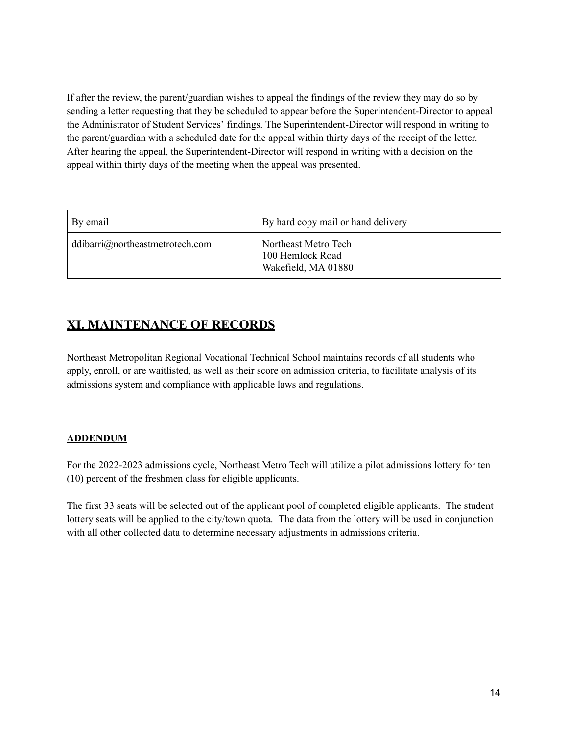If after the review, the parent/guardian wishes to appeal the findings of the review they may do so by sending a letter requesting that they be scheduled to appear before the Superintendent-Director to appeal the Administrator of Student Services' findings. The Superintendent-Director will respond in writing to the parent/guardian with a scheduled date for the appeal within thirty days of the receipt of the letter. After hearing the appeal, the Superintendent-Director will respond in writing with a decision on the appeal within thirty days of the meeting when the appeal was presented.

| By email | By hard copy mail or hand delivery |
|---|---|
| ddibarri@northeastmetrotech.com | Northeast Metro Tech<br>100 Hemlock Road<br>Wakefield, MA 01880 |

## XI. MAINTENANCE OF RECORDS

Northeast Metropolitan Regional Vocational Technical School maintains records of all students who apply, enroll, or are waitlisted, as well as their score on admission criteria, to facilitate analysis of its admissions system and compliance with applicable laws and regulations.

### ADDENDUM

For the 2022-2023 admissions cycle, Northeast Metro Tech will utilize a pilot admissions lottery for ten (10) percent of the freshmen class for eligible applicants.

The first 33 seats will be selected out of the applicant pool of completed eligible applicants. The student lottery seats will be applied to the city/town quota. The data from the lottery will be used in conjunction with all other collected data to determine necessary adjustments in admissions criteria.